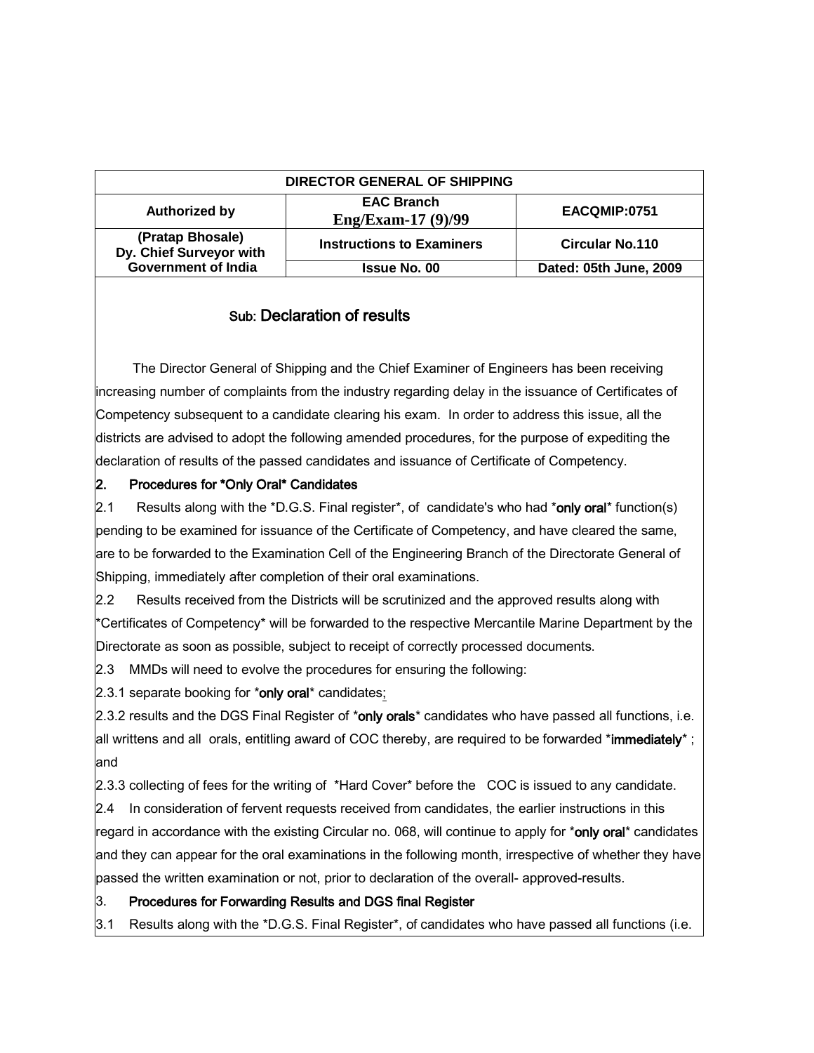| DIRECTOR GENERAL OF SHIPPING | | |
|---|---|---|
| **Authorized by** | **EAC Branch Eng/Exam-17 (9)/99** | **EACQMIP:0751** |
| **(Pratap Bhosale) Dy. Chief Surveyor with Government of India** | **Instructions to Examiners** | **Circular No.110** |
| | **Issue No. 00** | **Dated: 05th June, 2009** |

## Sub: Declaration of results

The Director General of Shipping and the Chief Examiner of Engineers has been receiving increasing number of complaints from the industry regarding delay in the issuance of Certificates of Competency subsequent to a candidate clearing his exam. In order to address this issue, all the districts are advised to adopt the following amended procedures, for the purpose of expediting the declaration of results of the passed candidates and issuance of Certificate of Competency.

**2. Procedures for *Only Oral* Candidates**

2.1 Results along with the *D.G.S. Final register*, of candidate's who had ***only oral*** function(s) pending to be examined for issuance of the Certificate of Competency, and have cleared the same, are to be forwarded to the Examination Cell of the Engineering Branch of the Directorate General of Shipping, immediately after completion of their oral examinations.

2.2 Results received from the Districts will be scrutinized and the approved results along with *Certificates of Competency* will be forwarded to the respective Mercantile Marine Department by the Directorate as soon as possible, subject to receipt of correctly processed documents.

2.3 MMDs will need to evolve the procedures for ensuring the following:

2.3.1 separate booking for ***only oral*** candidates;

2.3.2 results and the DGS Final Register of ***only orals*** candidates who have passed all functions, i.e. all writtens and all orals, entitling award of COC thereby, are required to be forwarded ***immediately*** ; and

2.3.3 collecting of fees for the writing of *Hard Cover* before the COC is issued to any candidate.

2.4 In consideration of fervent requests received from candidates, the earlier instructions in this regard in accordance with the existing Circular no. 068, will continue to apply for ***only oral*** candidates and they can appear for the oral examinations in the following month, irrespective of whether they have passed the written examination or not, prior to declaration of the overall- approved-results.

**3. Procedures for Forwarding Results and DGS final Register**

3.1 Results along with the *D.G.S. Final Register*, of candidates who have passed all functions (i.e.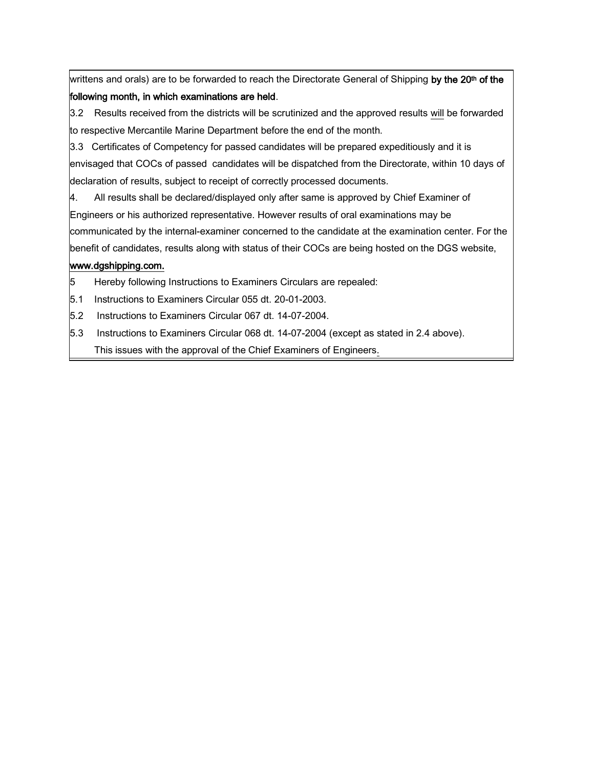writtens and orals) are to be forwarded to reach the Directorate General of Shipping **by the 20th of the following month, in which examinations are held**.

3.2 Results received from the districts will be scrutinized and the approved results will be forwarded to respective Mercantile Marine Department before the end of the month.

3.3 Certificates of Competency for passed candidates will be prepared expeditiously and it is envisaged that COCs of passed candidates will be dispatched from the Directorate, within 10 days of declaration of results, subject to receipt of correctly processed documents.

4. All results shall be declared/displayed only after same is approved by Chief Examiner of Engineers or his authorized representative. However results of oral examinations may be communicated by the internal-examiner concerned to the candidate at the examination center. For the benefit of candidates, results along with status of their COCs are being hosted on the DGS website, **www.dgshipping.com.**

5 Hereby following Instructions to Examiners Circulars are repealed:

5.1 Instructions to Examiners Circular 055 dt. 20-01-2003.

5.2 Instructions to Examiners Circular 067 dt. 14-07-2004.

5.3 Instructions to Examiners Circular 068 dt. 14-07-2004 (except as stated in 2.4 above).

This issues with the approval of the Chief Examiners of Engineers.